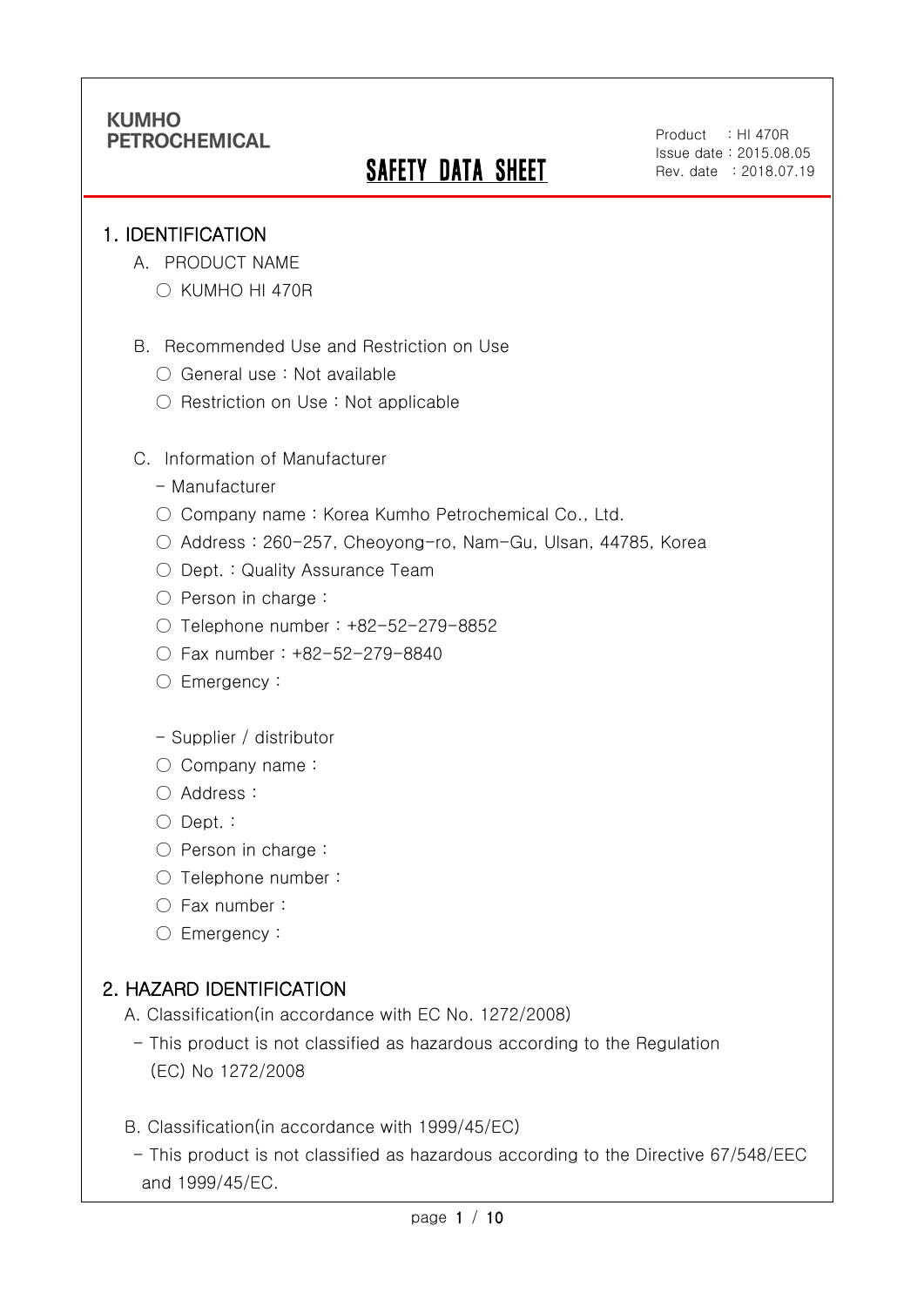KUMHO PETROCHEMICAL

# SAFETY DATA SHEET

Product : HI 470R
Issue date : 2015.08.05
Rev. date : 2018.07.19

## 1. IDENTIFICATION

A. PRODUCT NAME

○ KUMHO HI 470R

B. Recommended Use and Restriction on Use

○ General use : Not available

○ Restriction on Use : Not applicable

C. Information of Manufacturer

- Manufacturer

○ Company name : Korea Kumho Petrochemical Co., Ltd.

○ Address : 260-257, Cheoyong-ro, Nam-Gu, Ulsan, 44785, Korea

○ Dept. : Quality Assurance Team

○ Person in charge :

○ Telephone number : +82-52-279-8852

○ Fax number : +82-52-279-8840

○ Emergency :

- Supplier / distributor

○ Company name :

○ Address :

○ Dept. :

○ Person in charge :

○ Telephone number :

○ Fax number :

○ Emergency :

## 2. HAZARD IDENTIFICATION

A. Classification(in accordance with EC No. 1272/2008)

- This product is not classified as hazardous according to the Regulation (EC) No 1272/2008

B. Classification(in accordance with 1999/45/EC)

- This product is not classified as hazardous according to the Directive 67/548/EEC and 1999/45/EC.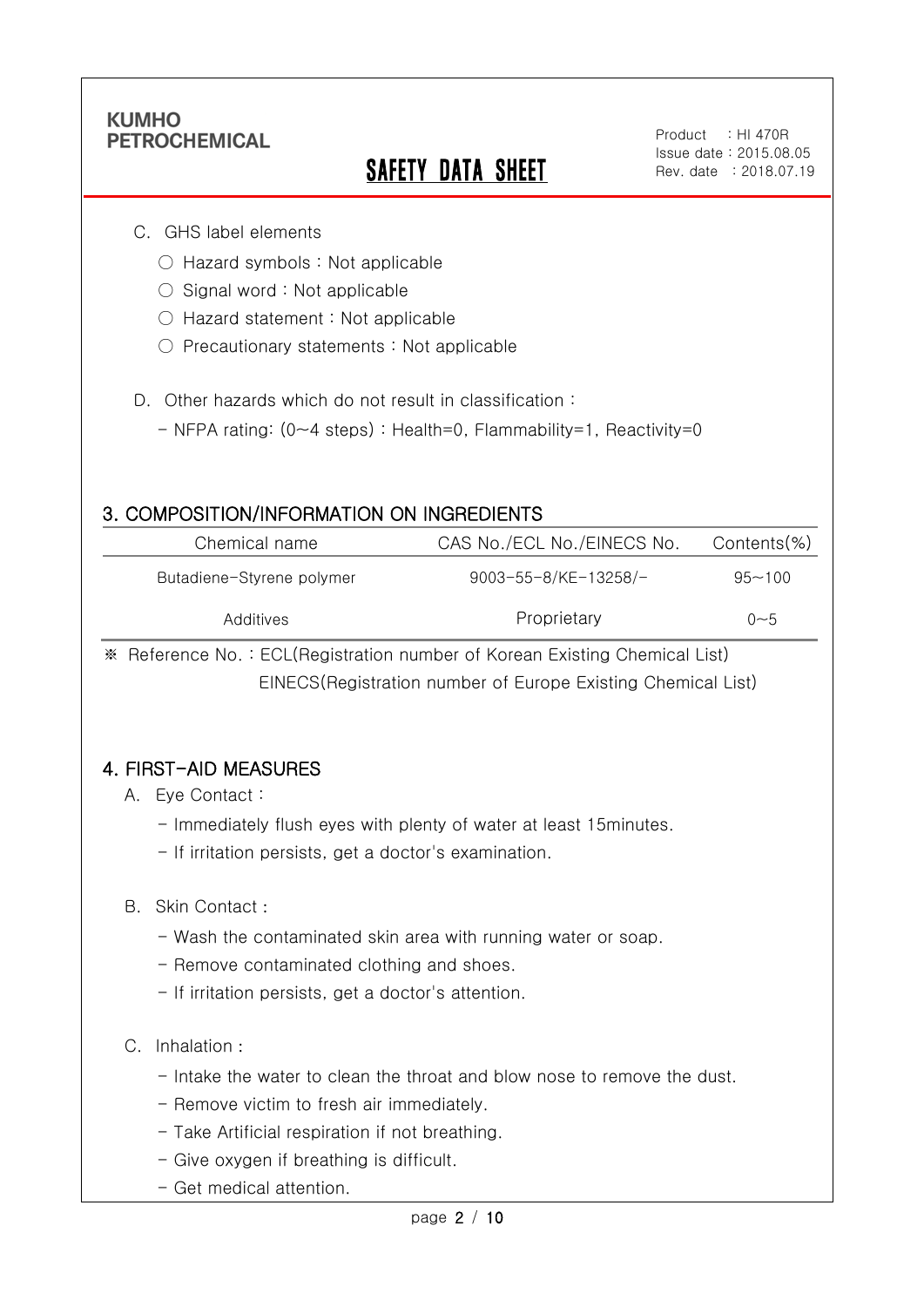C. GHS label elements

- ○ Hazard symbols : Not applicable
- ○ Signal word : Not applicable
- ○ Hazard statement : Not applicable
- ○ Precautionary statements : Not applicable

D. Other hazards which do not result in classification :

- NFPA rating: (0~4 steps) : Health=0, Flammability=1, Reactivity=0

## 3. COMPOSITION/INFORMATION ON INGREDIENTS

| Chemical name | CAS No./ECL No./EINECS No. | Contents(%) |
|---|---|---|
| Butadiene-Styrene polymer | 9003-55-8/KE-13258/- | 95~100 |
| Additives | Proprietary | 0~5 |

※ Reference No. : ECL(Registration number of Korean Existing Chemical List)
EINECS(Registration number of Europe Existing Chemical List)

## 4. FIRST-AID MEASURES

A. Eye Contact :

- Immediately flush eyes with plenty of water at least 15minutes.
- If irritation persists, get a doctor's examination.

B. Skin Contact :

- Wash the contaminated skin area with running water or soap.
- Remove contaminated clothing and shoes.
- If irritation persists, get a doctor's attention.

C. Inhalation :

- Intake the water to clean the throat and blow nose to remove the dust.
- Remove victim to fresh air immediately.
- Take Artificial respiration if not breathing.
- Give oxygen if breathing is difficult.
- Get medical attention.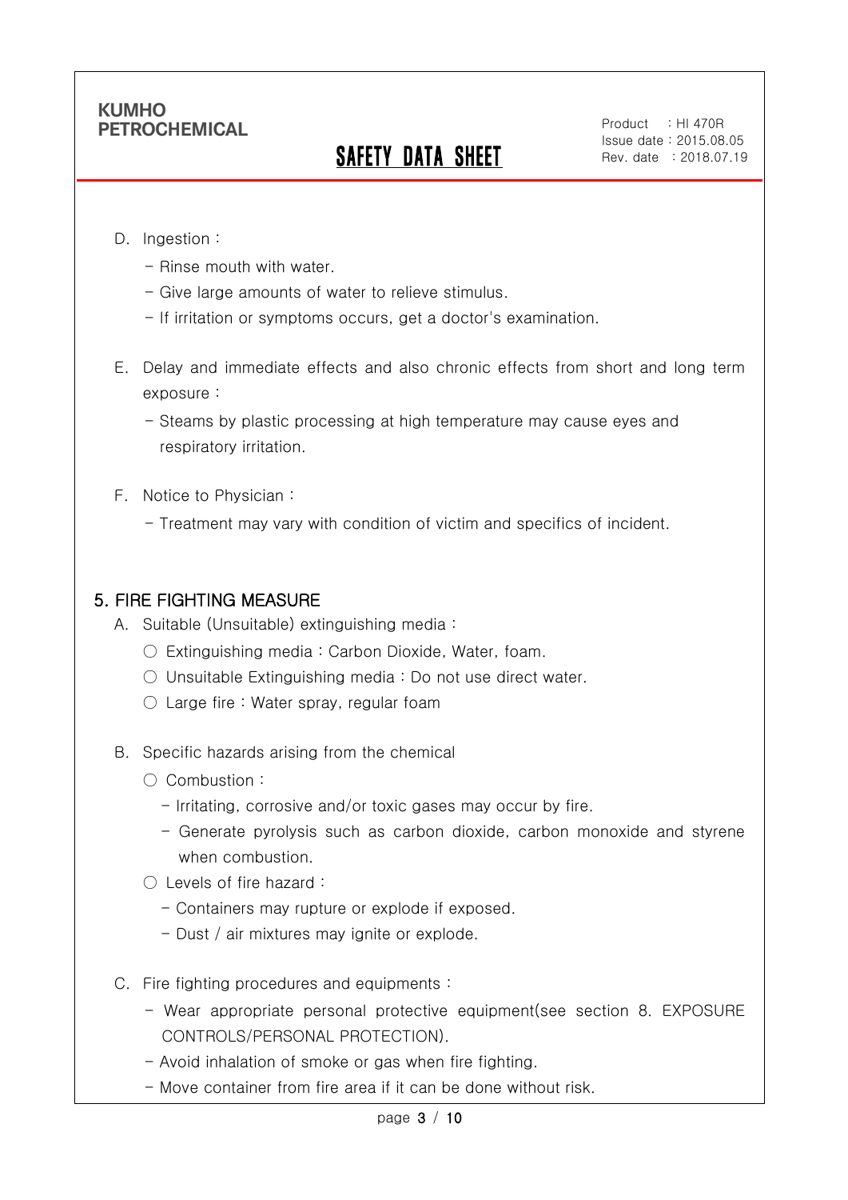D. Ingestion :

- Rinse mouth with water.
- Give large amounts of water to relieve stimulus.
- If irritation or symptoms occurs, get a doctor's examination.

E. Delay and immediate effects and also chronic effects from short and long term exposure :

- Steams by plastic processing at high temperature may cause eyes and respiratory irritation.

F. Notice to Physician :

- Treatment may vary with condition of victim and specifics of incident.

## 5. FIRE FIGHTING MEASURE

A. Suitable (Unsuitable) extinguishing media :

○ Extinguishing media : Carbon Dioxide, Water, foam.

○ Unsuitable Extinguishing media : Do not use direct water.

○ Large fire : Water spray, regular foam

B. Specific hazards arising from the chemical

○ Combustion :

- Irritating, corrosive and/or toxic gases may occur by fire.
- Generate pyrolysis such as carbon dioxide, carbon monoxide and styrene when combustion.

○ Levels of fire hazard :

- Containers may rupture or explode if exposed.
- Dust / air mixtures may ignite or explode.

C. Fire fighting procedures and equipments :

- Wear appropriate personal protective equipment(see section 8. EXPOSURE CONTROLS/PERSONAL PROTECTION).
- Avoid inhalation of smoke or gas when fire fighting.
- Move container from fire area if it can be done without risk.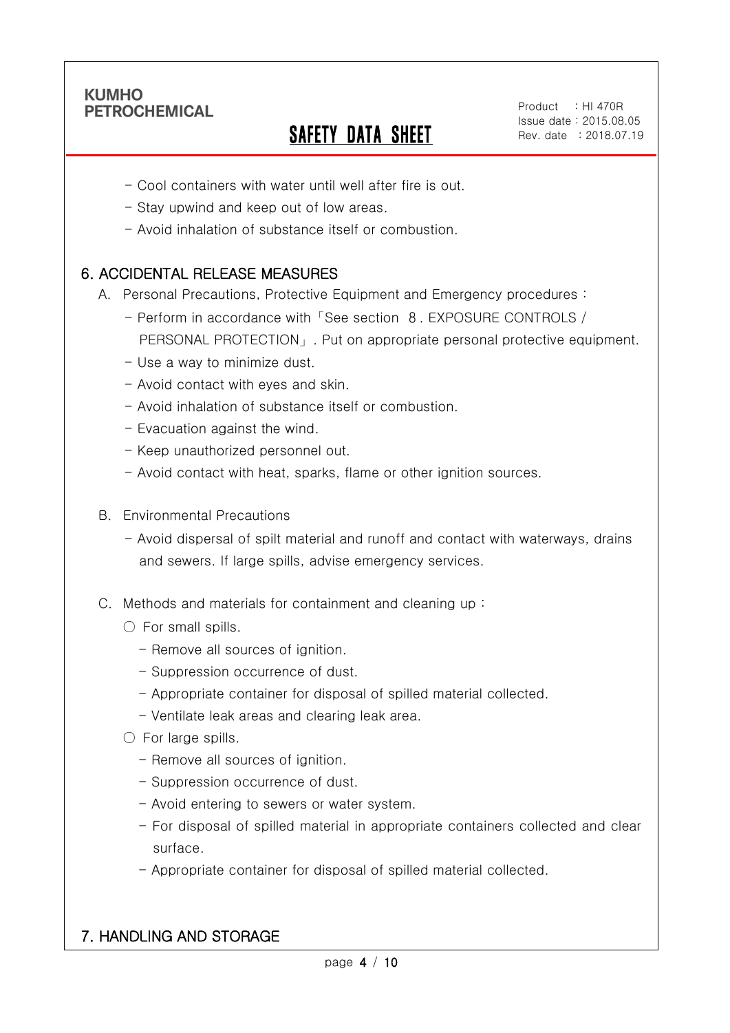- Cool containers with water until well after fire is out.
- Stay upwind and keep out of low areas.
- Avoid inhalation of substance itself or combustion.

## 6. ACCIDENTAL RELEASE MEASURES

A. Personal Precautions, Protective Equipment and Emergency procedures :

- Perform in accordance with「See section 8. EXPOSURE CONTROLS / PERSONAL PROTECTION」. Put on appropriate personal protective equipment.
- Use a way to minimize dust.
- Avoid contact with eyes and skin.
- Avoid inhalation of substance itself or combustion.
- Evacuation against the wind.
- Keep unauthorized personnel out.
- Avoid contact with heat, sparks, flame or other ignition sources.

B. Environmental Precautions

- Avoid dispersal of spilt material and runoff and contact with waterways, drains and sewers. If large spills, advise emergency services.

C. Methods and materials for containment and cleaning up :

○ For small spills.

- Remove all sources of ignition.
- Suppression occurrence of dust.
- Appropriate container for disposal of spilled material collected.
- Ventilate leak areas and clearing leak area.

○ For large spills.

- Remove all sources of ignition.
- Suppression occurrence of dust.
- Avoid entering to sewers or water system.
- For disposal of spilled material in appropriate containers collected and clear surface.
- Appropriate container for disposal of spilled material collected.

## 7. HANDLING AND STORAGE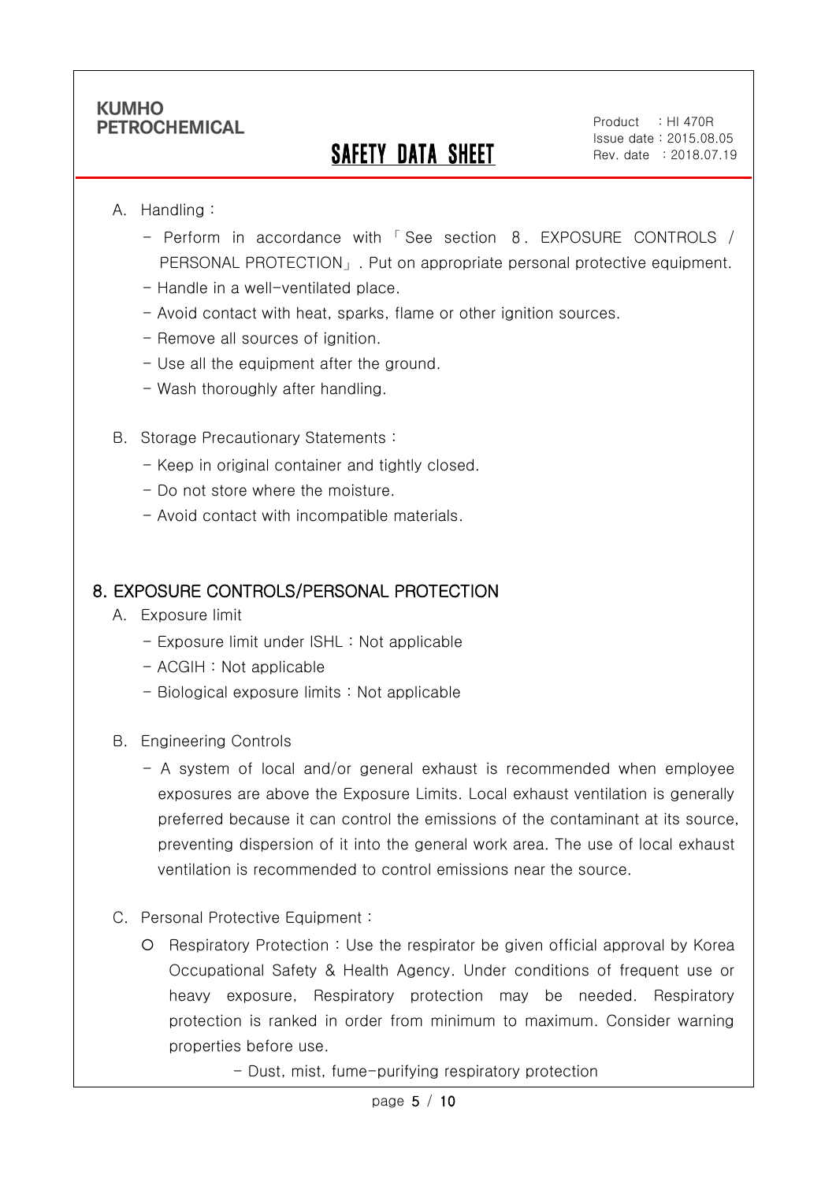A. Handling :

- Perform in accordance with「See section 8. EXPOSURE CONTROLS / PERSONAL PROTECTION」. Put on appropriate personal protective equipment.
- Handle in a well-ventilated place.
- Avoid contact with heat, sparks, flame or other ignition sources.
- Remove all sources of ignition.
- Use all the equipment after the ground.
- Wash thoroughly after handling.

B. Storage Precautionary Statements :

- Keep in original container and tightly closed.
- Do not store where the moisture.
- Avoid contact with incompatible materials.

## 8. EXPOSURE CONTROLS/PERSONAL PROTECTION

A. Exposure limit

- Exposure limit under ISHL : Not applicable
- ACGIH : Not applicable
- Biological exposure limits : Not applicable

B. Engineering Controls

- A system of local and/or general exhaust is recommended when employee exposures are above the Exposure Limits. Local exhaust ventilation is generally preferred because it can control the emissions of the contaminant at its source, preventing dispersion of it into the general work area. The use of local exhaust ventilation is recommended to control emissions near the source.

C. Personal Protective Equipment :

○ Respiratory Protection : Use the respirator be given official approval by Korea Occupational Safety & Health Agency. Under conditions of frequent use or heavy exposure, Respiratory protection may be needed. Respiratory protection is ranked in order from minimum to maximum. Consider warning properties before use.

- Dust, mist, fume-purifying respiratory protection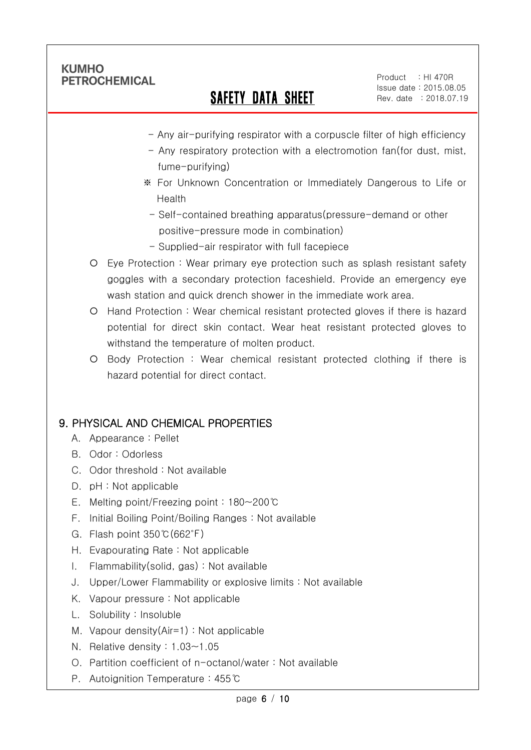- Any air-purifying respirator with a corpuscle filter of high efficiency
- Any respiratory protection with a electromotion fan(for dust, mist, fume-purifying)

※ For Unknown Concentration or Immediately Dangerous to Life or Health

- Self-contained breathing apparatus(pressure-demand or other positive-pressure mode in combination)
- Supplied-air respirator with full facepiece

○ Eye Protection : Wear primary eye protection such as splash resistant safety goggles with a secondary protection faceshield. Provide an emergency eye wash station and quick drench shower in the immediate work area.

○ Hand Protection : Wear chemical resistant protected gloves if there is hazard potential for direct skin contact. Wear heat resistant protected gloves to withstand the temperature of molten product.

○ Body Protection : Wear chemical resistant protected clothing if there is hazard potential for direct contact.

## 9. PHYSICAL AND CHEMICAL PROPERTIES

A. Appearance : Pellet
B. Odor : Odorless
C. Odor threshold : Not available
D. pH : Not applicable
E. Melting point/Freezing point : 180~200℃
F. Initial Boiling Point/Boiling Ranges : Not available
G. Flash point 350℃(662˚F)
H. Evapourating Rate : Not applicable
I. Flammability(solid, gas) : Not available
J. Upper/Lower Flammability or explosive limits : Not available
K. Vapour pressure : Not applicable
L. Solubility : Insoluble
M. Vapour density(Air=1) : Not applicable
N. Relative density : 1.03~1.05
O. Partition coefficient of n-octanol/water : Not available
P. Autoignition Temperature : 455℃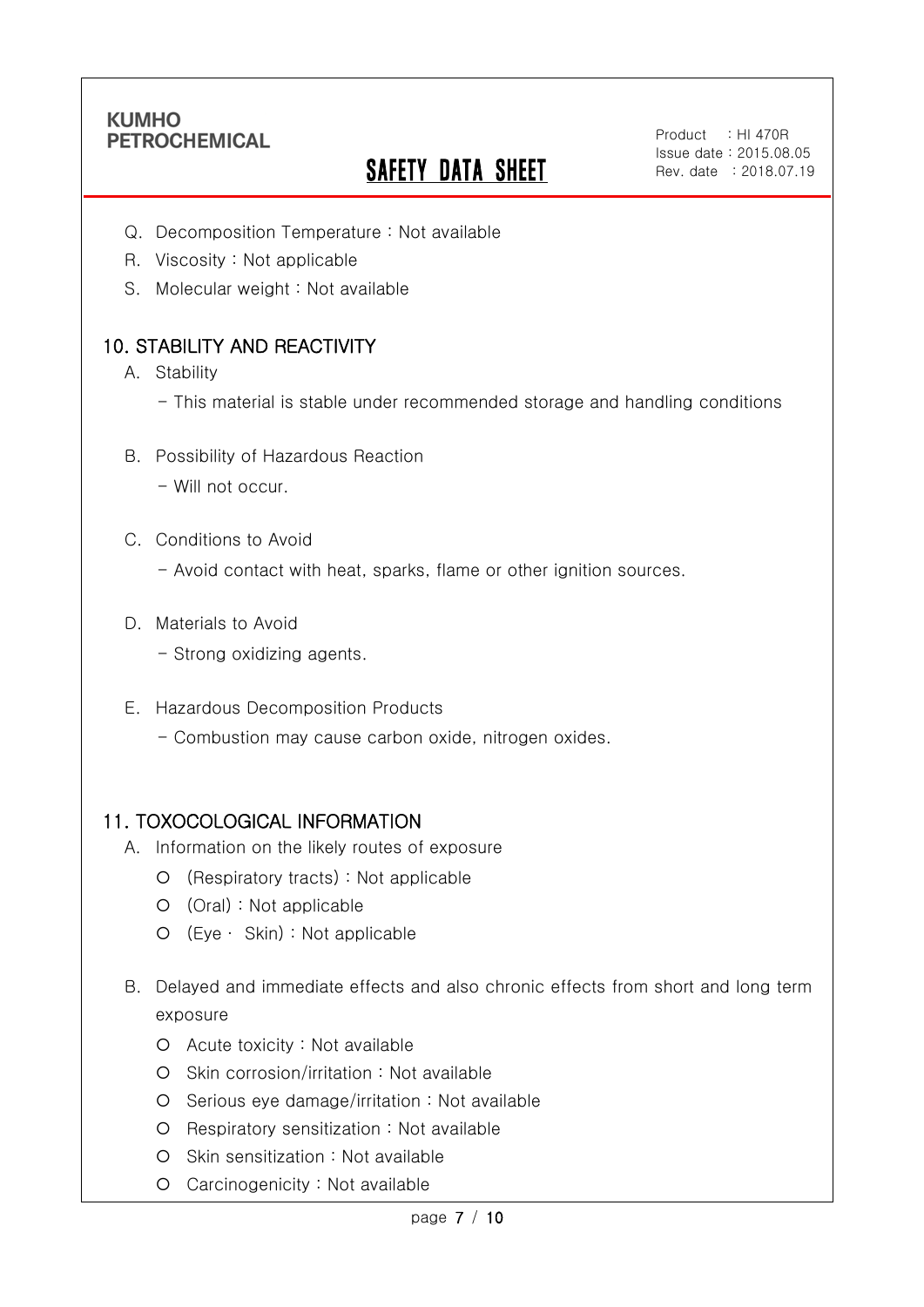Q. Decomposition Temperature : Not available

R. Viscosity : Not applicable

S. Molecular weight : Not available

## 10. STABILITY AND REACTIVITY

A. Stability

- This material is stable under recommended storage and handling conditions

B. Possibility of Hazardous Reaction

- Will not occur.

C. Conditions to Avoid

- Avoid contact with heat, sparks, flame or other ignition sources.

D. Materials to Avoid

- Strong oxidizing agents.

E. Hazardous Decomposition Products

- Combustion may cause carbon oxide, nitrogen oxides.

## 11. TOXOCOLOGICAL INFORMATION

A. Information on the likely routes of exposure

- (Respiratory tracts) : Not applicable
- (Oral) : Not applicable
- (Eye · Skin) : Not applicable

B. Delayed and immediate effects and also chronic effects from short and long term exposure

- Acute toxicity : Not available
- Skin corrosion/irritation : Not available
- Serious eye damage/irritation : Not available
- Respiratory sensitization : Not available
- Skin sensitization : Not available
- Carcinogenicity : Not available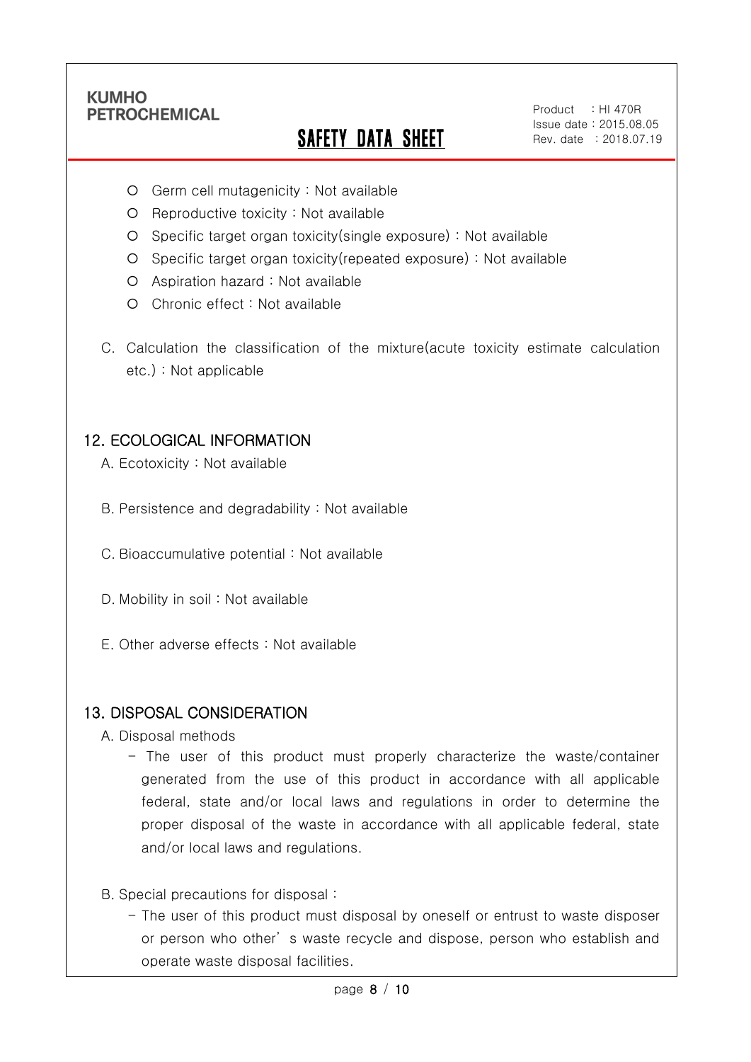- Germ cell mutagenicity : Not available
- Reproductive toxicity : Not available
- Specific target organ toxicity(single exposure) : Not available
- Specific target organ toxicity(repeated exposure) : Not available
- Aspiration hazard : Not available
- Chronic effect : Not available

C. Calculation the classification of the mixture(acute toxicity estimate calculation etc.) : Not applicable

## 12. ECOLOGICAL INFORMATION

A. Ecotoxicity : Not available

B. Persistence and degradability : Not available

C. Bioaccumulative potential : Not available

D. Mobility in soil : Not available

E. Other adverse effects : Not available

## 13. DISPOSAL CONSIDERATION

A. Disposal methods

- The user of this product must properly characterize the waste/container generated from the use of this product in accordance with all applicable federal, state and/or local laws and regulations in order to determine the proper disposal of the waste in accordance with all applicable federal, state and/or local laws and regulations.

B. Special precautions for disposal :

- The user of this product must disposal by oneself or entrust to waste disposer or person who other' s waste recycle and dispose, person who establish and operate waste disposal facilities.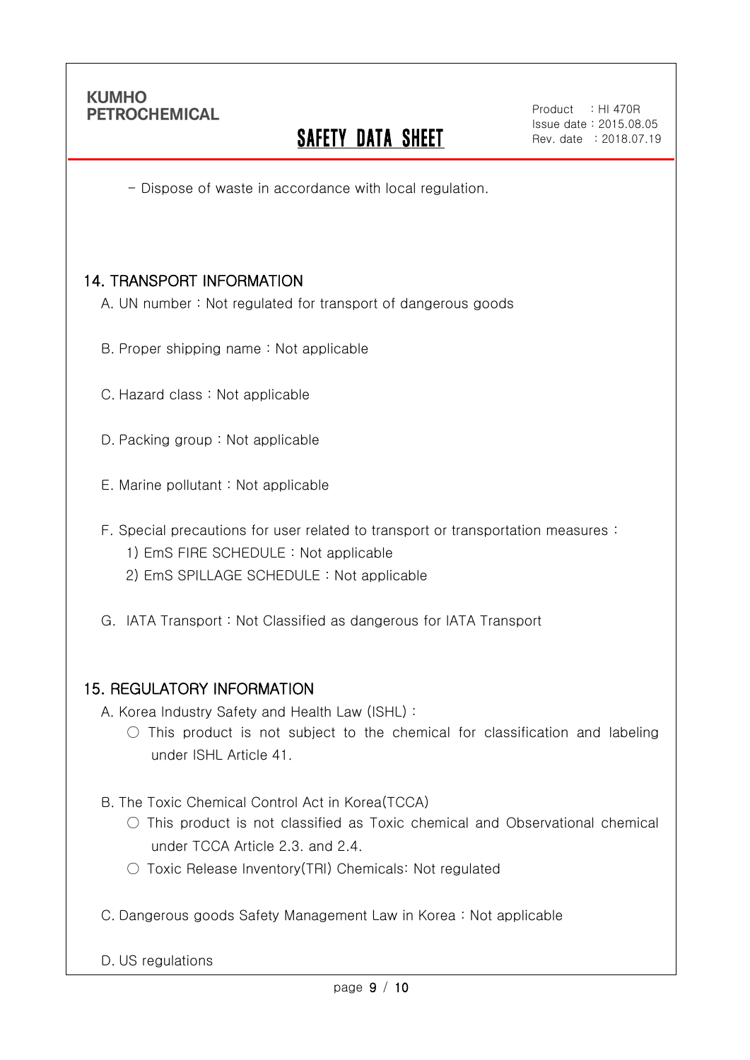- Dispose of waste in accordance with local regulation.

## 14. TRANSPORT INFORMATION

A. UN number : Not regulated for transport of dangerous goods

B. Proper shipping name : Not applicable

C. Hazard class : Not applicable

D. Packing group : Not applicable

E. Marine pollutant : Not applicable

F. Special precautions for user related to transport or transportation measures :

1) EmS FIRE SCHEDULE : Not applicable
2) EmS SPILLAGE SCHEDULE : Not applicable

G. IATA Transport : Not Classified as dangerous for IATA Transport

## 15. REGULATORY INFORMATION

A. Korea Industry Safety and Health Law (ISHL) :

○ This product is not subject to the chemical for classification and labeling under ISHL Article 41.

B. The Toxic Chemical Control Act in Korea(TCCA)

○ This product is not classified as Toxic chemical and Observational chemical under TCCA Article 2.3. and 2.4.

○ Toxic Release Inventory(TRI) Chemicals: Not regulated

C. Dangerous goods Safety Management Law in Korea : Not applicable

D. US regulations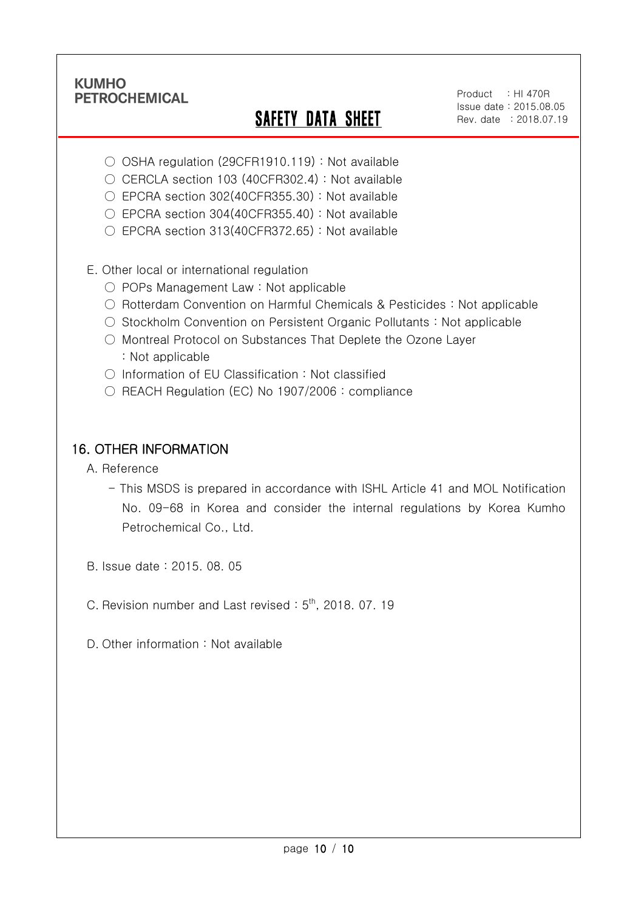- ○ OSHA regulation (29CFR1910.119) : Not available
- ○ CERCLA section 103 (40CFR302.4) : Not available
- ○ EPCRA section 302(40CFR355.30) : Not available
- ○ EPCRA section 304(40CFR355.40) : Not available
- ○ EPCRA section 313(40CFR372.65) : Not available

E. Other local or international regulation

- ○ POPs Management Law : Not applicable
- ○ Rotterdam Convention on Harmful Chemicals & Pesticides : Not applicable
- ○ Stockholm Convention on Persistent Organic Pollutants : Not applicable
- ○ Montreal Protocol on Substances That Deplete the Ozone Layer : Not applicable
- ○ Information of EU Classification : Not classified
- ○ REACH Regulation (EC) No 1907/2006 : compliance

## 16. OTHER INFORMATION

A. Reference

- This MSDS is prepared in accordance with ISHL Article 41 and MOL Notification No. 09-68 in Korea and consider the internal regulations by Korea Kumho Petrochemical Co., Ltd.

B. Issue date : 2015. 08. 05

C. Revision number and Last revised : 5th, 2018. 07. 19

D. Other information : Not available